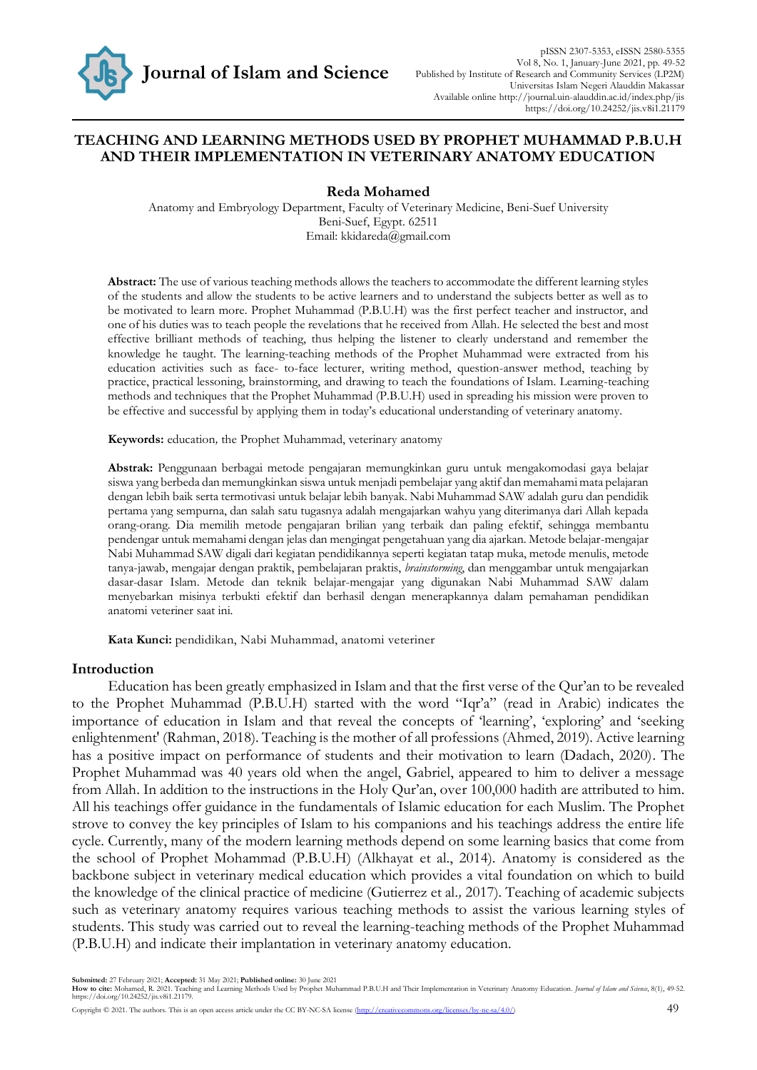# TEACHING AND LEARNING METHODS USED BY PROPHET MUHAMMAD P.B.U.H AND THEIR IMPLEMENTATION IN VETERINARY ANATOMY EDUCATION

**Reda Mohamed**

Anatomy and Embryology Department, Faculty of Veterinary Medicine, Beni-Suef University
Beni-Suef, Egypt. 62511
Email: kkidareda@gmail.com

**Abstract:** The use of various teaching methods allows the teachers to accommodate the different learning styles of the students and allow the students to be active learners and to understand the subjects better as well as to be motivated to learn more. Prophet Muhammad (P.B.U.H) was the first perfect teacher and instructor, and one of his duties was to teach people the revelations that he received from Allah. He selected the best and most effective brilliant methods of teaching, thus helping the listener to clearly understand and remember the knowledge he taught. The learning-teaching methods of the Prophet Muhammad were extracted from his education activities such as face- to-face lecturer, writing method, question-answer method, teaching by practice, practical lessoning, brainstorming, and drawing to teach the foundations of Islam. Learning-teaching methods and techniques that the Prophet Muhammad (P.B.U.H) used in spreading his mission were proven to be effective and successful by applying them in today's educational understanding of veterinary anatomy.

**Keywords:** education, the Prophet Muhammad, veterinary anatomy

**Abstrak:** Penggunaan berbagai metode pengajaran memungkinkan guru untuk mengakomodasi gaya belajar siswa yang berbeda dan memungkinkan siswa untuk menjadi pembelajar yang aktif dan memahami mata pelajaran dengan lebih baik serta termotivasi untuk belajar lebih banyak. Nabi Muhammad SAW adalah guru dan pendidik pertama yang sempurna, dan salah satu tugasnya adalah mengajarkan wahyu yang diterimanya dari Allah kepada orang-orang. Dia memilih metode pengajaran brilian yang terbaik dan paling efektif, sehingga membantu pendengar untuk memahami dengan jelas dan mengingat pengetahuan yang dia ajarkan. Metode belajar-mengajar Nabi Muhammad SAW digali dari kegiatan pendidikannya seperti kegiatan tatap muka, metode menulis, metode tanya-jawab, mengajar dengan praktik, pembelajaran praktis, *brainstorming*, dan menggambar untuk mengajarkan dasar-dasar Islam. Metode dan teknik belajar-mengajar yang digunakan Nabi Muhammad SAW dalam menyebarkan misinya terbukti efektif dan berhasil dengan menerapkannya dalam pemahaman pendidikan anatomi veteriner saat ini.

**Kata Kunci:** pendidikan, Nabi Muhammad, anatomi veteriner

## Introduction

Education has been greatly emphasized in Islam and that the first verse of the Qur'an to be revealed to the Prophet Muhammad (P.B.U.H) started with the word "Iqr'a" (read in Arabic) indicates the importance of education in Islam and that reveal the concepts of 'learning', 'exploring' and 'seeking enlightenment' (Rahman, 2018). Teaching is the mother of all professions (Ahmed, 2019). Active learning has a positive impact on performance of students and their motivation to learn (Dadach, 2020). The Prophet Muhammad was 40 years old when the angel, Gabriel, appeared to him to deliver a message from Allah. In addition to the instructions in the Holy Qur'an, over 100,000 hadith are attributed to him. All his teachings offer guidance in the fundamentals of Islamic education for each Muslim. The Prophet strove to convey the key principles of Islam to his companions and his teachings address the entire life cycle. Currently, many of the modern learning methods depend on some learning basics that come from the school of Prophet Mohammad (P.B.U.H) (Alkhayat et al., 2014). Anatomy is considered as the backbone subject in veterinary medical education which provides a vital foundation on which to build the knowledge of the clinical practice of medicine (Gutierrez et al., 2017). Teaching of academic subjects such as veterinary anatomy requires various teaching methods to assist the various learning styles of students. This study was carried out to reveal the learning-teaching methods of the Prophet Muhammad (P.B.U.H) and indicate their implantation in veterinary anatomy education.

**Submitted:** 27 February 2021; **Accepted:** 31 May 2021; **Published online:** 30 June 2021
**How to cite:** Mohamed, R. 2021. Teaching and Learning Methods Used by Prophet Muhammad P.B.U.H and Their Implementation in Veterinary Anatomy Education. *Journal of Islam and Science*, 8(1), 49-52. https://doi.org/10.24252/jis.v8i1.21179.

Copyright © 2021. The authors. This is an open access article under the CC BY-NC-SA license (http://creativecommons.org/licenses/by-nc-sa/4.0/)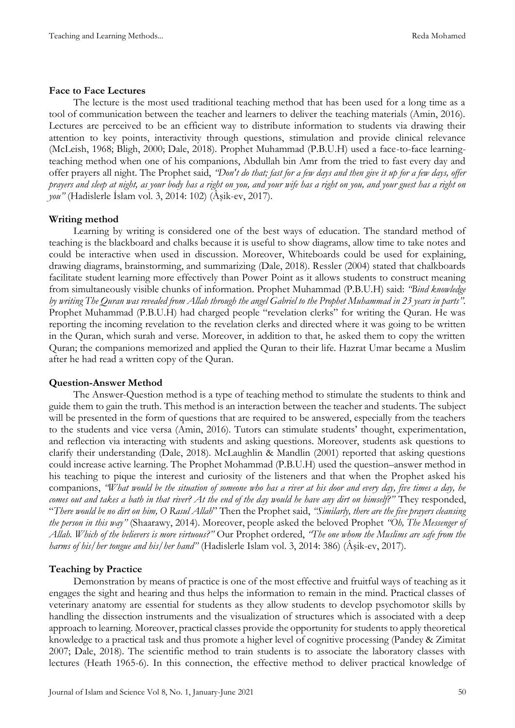**Face to Face Lectures**

The lecture is the most used traditional teaching method that has been used for a long time as a tool of communication between the teacher and learners to deliver the teaching materials (Amin, 2016). Lectures are perceived to be an efficient way to distribute information to students via drawing their attention to key points, interactivity through questions, stimulation and provide clinical relevance (McLeish, 1968; Bligh, 2000; Dale, 2018). Prophet Muhammad (P.B.U.H) used a face-to-face learning-teaching method when one of his companions, Abdullah bin Amr from the tried to fast every day and offer prayers all night. The Prophet said, *"Don't do that; fast for a few days and then give it up for a few days, offer prayers and sleep at night, as your body has a right on you, and your wife has a right on you, and your guest has a right on you"* (Hadislerle İslam vol. 3, 2014: 102) (Âşik-ev, 2017).

**Writing method**

Learning by writing is considered one of the best ways of education. The standard method of teaching is the blackboard and chalks because it is useful to show diagrams, allow time to take notes and could be interactive when used in discussion. Moreover, Whiteboards could be used for explaining, drawing diagrams, brainstorming, and summarizing (Dale, 2018). Ressler (2004) stated that chalkboards facilitate student learning more effectively than Power Point as it allows students to construct meaning from simultaneously visible chunks of information. Prophet Muhammad (P.B.U.H) said: *"Bind knowledge by writing The Quran was revealed from Allah through the angel Gabriel to the Prophet Muhammad in 23 years in parts".* Prophet Muhammad (P.B.U.H) had charged people "revelation clerks" for writing the Quran. He was reporting the incoming revelation to the revelation clerks and directed where it was going to be written in the Quran, which surah and verse. Moreover, in addition to that, he asked them to copy the written Quran; the companions memorized and applied the Quran to their life. Hazrat Umar became a Muslim after he had read a written copy of the Quran.

**Question-Answer Method**

The Answer-Question method is a type of teaching method to stimulate the students to think and guide them to gain the truth. This method is an interaction between the teacher and students. The subject will be presented in the form of questions that are required to be answered, especially from the teachers to the students and vice versa (Amin, 2016). Tutors can stimulate students' thought, experimentation, and reflection via interacting with students and asking questions. Moreover, students ask questions to clarify their understanding (Dale, 2018). McLaughlin & Mandlin (2001) reported that asking questions could increase active learning. The Prophet Mohammad (P.B.U.H) used the question–answer method in his teaching to pique the interest and curiosity of the listeners and that when the Prophet asked his companions, *"What would be the situation of someone who has a river at his door and every day, five times a day, he comes out and takes a bath in that river? At the end of the day would he have any dirt on himself?"* They responded, "*There would be no dirt on him, O Rasul Allah*" Then the Prophet said, *"Similarly, there are the five prayers cleansing the person in this way"* (Shaarawy, 2014). Moreover, people asked the beloved Prophet *"Oh, The Messenger of Allah. Which of the believers is more virtuous?"* Our Prophet ordered, *"The one whom the Muslims are safe from the harms of his/her tongue and his/her hand"* (Hadislerle Islam vol. 3, 2014: 386) (Âşik-ev, 2017).

**Teaching by Practice**

Demonstration by means of practice is one of the most effective and fruitful ways of teaching as it engages the sight and hearing and thus helps the information to remain in the mind. Practical classes of veterinary anatomy are essential for students as they allow students to develop psychomotor skills by handling the dissection instruments and the visualization of structures which is associated with a deep approach to learning. Moreover, practical classes provide the opportunity for students to apply theoretical knowledge to a practical task and thus promote a higher level of cognitive processing (Pandey & Zimitat 2007; Dale, 2018). The scientific method to train students is to associate the laboratory classes with lectures (Heath 1965-6). In this connection, the effective method to deliver practical knowledge of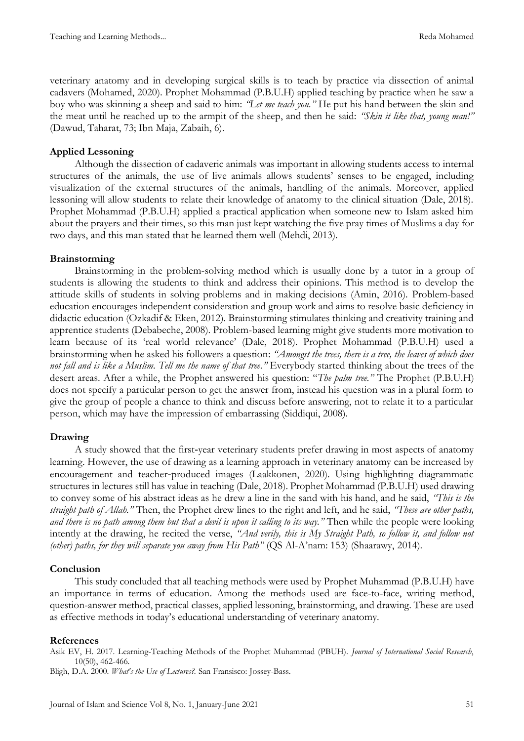veterinary anatomy and in developing surgical skills is to teach by practice via dissection of animal cadavers (Mohamed, 2020). Prophet Mohammad (P.B.U.H) applied teaching by practice when he saw a boy who was skinning a sheep and said to him: *"Let me teach you."* He put his hand between the skin and the meat until he reached up to the armpit of the sheep, and then he said: *"Skin it like that, young man!"* (Dawud, Taharat, 73; Ibn Maja, Zabaih, 6).

**Applied Lessoning**

Although the dissection of cadaveric animals was important in allowing students access to internal structures of the animals, the use of live animals allows students' senses to be engaged, including visualization of the external structures of the animals, handling of the animals. Moreover, applied lessoning will allow students to relate their knowledge of anatomy to the clinical situation (Dale, 2018). Prophet Mohammad (P.B.U.H) applied a practical application when someone new to Islam asked him about the prayers and their times, so this man just kept watching the five pray times of Muslims a day for two days, and this man stated that he learned them well (Mehdi, 2013).

**Brainstorming**

Brainstorming in the problem-solving method which is usually done by a tutor in a group of students is allowing the students to think and address their opinions. This method is to develop the attitude skills of students in solving problems and in making decisions (Amin, 2016). Problem-based education encourages independent consideration and group work and aims to resolve basic deficiency in didactic education (Ozkadif & Eken, 2012). Brainstorming stimulates thinking and creativity training and apprentice students (Debabeche, 2008). Problem-based learning might give students more motivation to learn because of its 'real world relevance' (Dale, 2018). Prophet Mohammad (P.B.U.H) used a brainstorming when he asked his followers a question: *"Amongst the trees, there is a tree, the leaves of which does not fall and is like a Muslim. Tell me the name of that tree."* Everybody started thinking about the trees of the desert areas. After a while, the Prophet answered his question: "*The palm tree."* The Prophet (P.B.U.H) does not specify a particular person to get the answer from, instead his question was in a plural form to give the group of people a chance to think and discuss before answering, not to relate it to a particular person, which may have the impression of embarrassing (Siddiqui, 2008).

**Drawing**

A study showed that the first-year veterinary students prefer drawing in most aspects of anatomy learning. However, the use of drawing as a learning approach in veterinary anatomy can be increased by encouragement and teacher-produced images (Laakkonen, 2020). Using highlighting diagrammatic structures in lectures still has value in teaching (Dale, 2018). Prophet Mohammad (P.B.U.H) used drawing to convey some of his abstract ideas as he drew a line in the sand with his hand, and he said, *"This is the straight path of Allah."* Then, the Prophet drew lines to the right and left, and he said, *"These are other paths, and there is no path among them but that a devil is upon it calling to its way."* Then while the people were looking intently at the drawing, he recited the verse, *"And verily, this is My Straight Path, so follow it, and follow not (other) paths, for they will separate you away from His Path"* (QS Al-A'nam: 153) (Shaarawy, 2014).

**Conclusion**

This study concluded that all teaching methods were used by Prophet Muhammad (P.B.U.H) have an importance in terms of education. Among the methods used are face-to-face, writing method, question-answer method, practical classes, applied lessoning, brainstorming, and drawing. These are used as effective methods in today's educational understanding of veterinary anatomy.

**References**

Asik EV, H. 2017. Learning-Teaching Methods of the Prophet Muhammad (PBUH). *Journal of International Social Research*, 10(50), 462-466.

Bligh, D.A. 2000. *What's the Use of Lectures?.* San Fransisco: Jossey-Bass.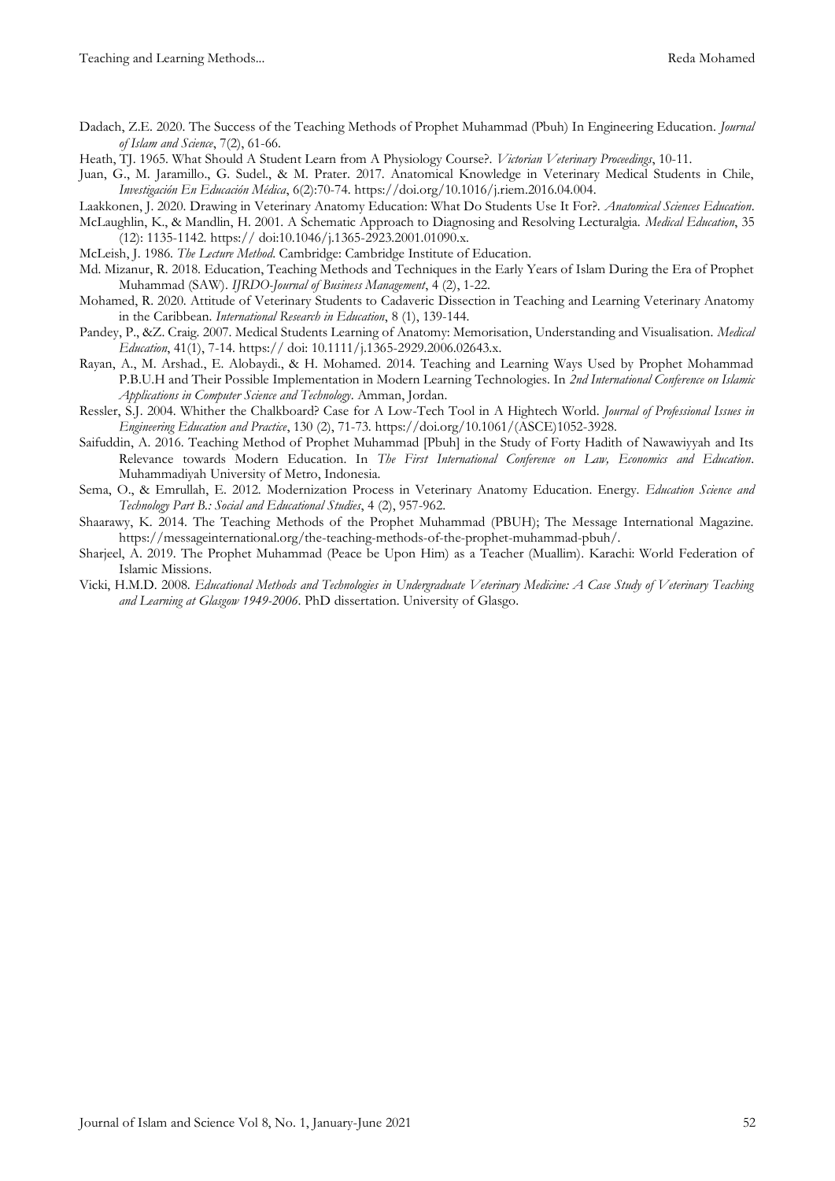Dadach, Z.E. 2020. The Success of the Teaching Methods of Prophet Muhammad (Pbuh) In Engineering Education. *Journal of Islam and Science*, 7(2), 61-66.

Heath, TJ. 1965. What Should A Student Learn from A Physiology Course?. *Victorian Veterinary Proceedings*, 10-11.

Juan, G., M. Jaramillo., G. Sudel., & M. Prater. 2017. Anatomical Knowledge in Veterinary Medical Students in Chile, *Investigación En Educación Médica*, 6(2):70-74. https://doi.org/10.1016/j.riem.2016.04.004.

Laakkonen, J. 2020. Drawing in Veterinary Anatomy Education: What Do Students Use It For?. *Anatomical Sciences Education*.

McLaughlin, K., & Mandlin, H. 2001. A Schematic Approach to Diagnosing and Resolving Lecturalgia. *Medical Education*, 35 (12): 1135-1142. https:// doi:10.1046/j.1365-2923.2001.01090.x.

McLeish, J. 1986. *The Lecture Method*. Cambridge: Cambridge Institute of Education.

Md. Mizanur, R. 2018. Education, Teaching Methods and Techniques in the Early Years of Islam During the Era of Prophet Muhammad (SAW). *IJRDO-Journal of Business Management*, 4 (2), 1-22.

Mohamed, R. 2020. Attitude of Veterinary Students to Cadaveric Dissection in Teaching and Learning Veterinary Anatomy in the Caribbean. *International Research in Education*, 8 (1), 139-144.

Pandey, P., &Z. Craig. 2007. Medical Students Learning of Anatomy: Memorisation, Understanding and Visualisation. *Medical Education*, 41(1), 7-14. https:// doi: 10.1111/j.1365-2929.2006.02643.x.

Rayan, A., M. Arshad., E. Alobaydi., & H. Mohamed. 2014. Teaching and Learning Ways Used by Prophet Mohammad P.B.U.H and Their Possible Implementation in Modern Learning Technologies. In *2nd International Conference on Islamic Applications in Computer Science and Technology*. Amman, Jordan.

Ressler, S.J. 2004. Whither the Chalkboard? Case for A Low-Tech Tool in A Hightech World. *Journal of Professional Issues in Engineering Education and Practice*, 130 (2), 71-73. https://doi.org/10.1061/(ASCE)1052-3928.

Saifuddin, A. 2016. Teaching Method of Prophet Muhammad [Pbuh] in the Study of Forty Hadith of Nawawiyyah and Its Relevance towards Modern Education. In *The First International Conference on Law, Economics and Education*. Muhammadiyah University of Metro, Indonesia.

Sema, O., & Emrullah, E. 2012. Modernization Process in Veterinary Anatomy Education. Energy. *Education Science and Technology Part B.: Social and Educational Studies*, 4 (2), 957-962.

Shaarawy, K. 2014. The Teaching Methods of the Prophet Muhammad (PBUH); The Message International Magazine. https://messageinternational.org/the-teaching-methods-of-the-prophet-muhammad-pbuh/.

Sharjeel, A. 2019. The Prophet Muhammad (Peace be Upon Him) as a Teacher (Muallim). Karachi: World Federation of Islamic Missions.

Vicki, H.M.D. 2008. *Educational Methods and Technologies in Undergraduate Veterinary Medicine: A Case Study of Veterinary Teaching and Learning at Glasgow 1949-2006*. PhD dissertation. University of Glasgo.